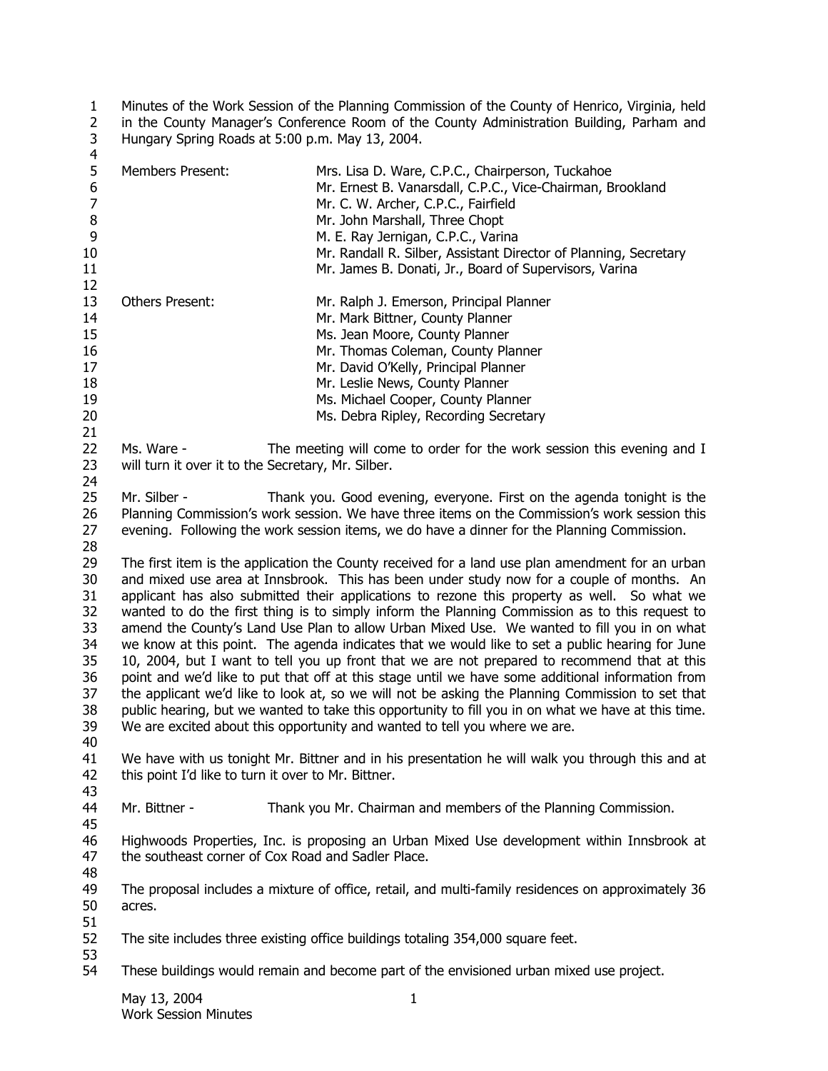Minutes of the Work Session of the Planning Commission of the County of Henrico, Virginia, held in the County Manager's Conference Room of the County Administration Building, Parham and Hungary Spring Roads at 5:00 p.m. May 13, 2004.

| | |
|---|---|
| Members Present: | Mrs. Lisa D. Ware, C.P.C., Chairperson, Tuckahoe |
| | Mr. Ernest B. Vanarsdall, C.P.C., Vice-Chairman, Brookland |
| | Mr. C. W. Archer, C.P.C., Fairfield |
| | Mr. John Marshall, Three Chopt |
| | M. E. Ray Jernigan, C.P.C., Varina |
| | Mr. Randall R. Silber, Assistant Director of Planning, Secretary |
| | Mr. James B. Donati, Jr., Board of Supervisors, Varina |
| Others Present: | Mr. Ralph J. Emerson, Principal Planner |
| | Mr. Mark Bittner, County Planner |
| | Ms. Jean Moore, County Planner |
| | Mr. Thomas Coleman, County Planner |
| | Mr. David O'Kelly, Principal Planner |
| | Mr. Leslie News, County Planner |
| | Ms. Michael Cooper, County Planner |
| | Ms. Debra Ripley, Recording Secretary |

Ms. Ware - The meeting will come to order for the work session this evening and I will turn it over to the Secretary, Mr. Silber.

Mr. Silber - Thank you. Good evening, everyone. First on the agenda tonight is the Planning Commission's work session. We have three items on the Commission's work session this evening. Following the work session items, we do have a dinner for the Planning Commission.

The first item is the application the County received for a land use plan amendment for an urban and mixed use area at Innsbrook. This has been under study now for a couple of months. An applicant has also submitted their applications to rezone this property as well. So what we wanted to do the first thing is to simply inform the Planning Commission as to this request to amend the County's Land Use Plan to allow Urban Mixed Use. We wanted to fill you in on what we know at this point. The agenda indicates that we would like to set a public hearing for June 10, 2004, but I want to tell you up front that we are not prepared to recommend that at this point and we'd like to put that off at this stage until we have some additional information from the applicant we'd like to look at, so we will not be asking the Planning Commission to set that public hearing, but we wanted to take this opportunity to fill you in on what we have at this time. We are excited about this opportunity and wanted to tell you where we are.

We have with us tonight Mr. Bittner and in his presentation he will walk you through this and at this point I'd like to turn it over to Mr. Bittner.

Mr. Bittner - Thank you Mr. Chairman and members of the Planning Commission.

Highwoods Properties, Inc. is proposing an Urban Mixed Use development within Innsbrook at the southeast corner of Cox Road and Sadler Place.

The proposal includes a mixture of office, retail, and multi-family residences on approximately 36 acres.

The site includes three existing office buildings totaling 354,000 square feet.

These buildings would remain and become part of the envisioned urban mixed use project.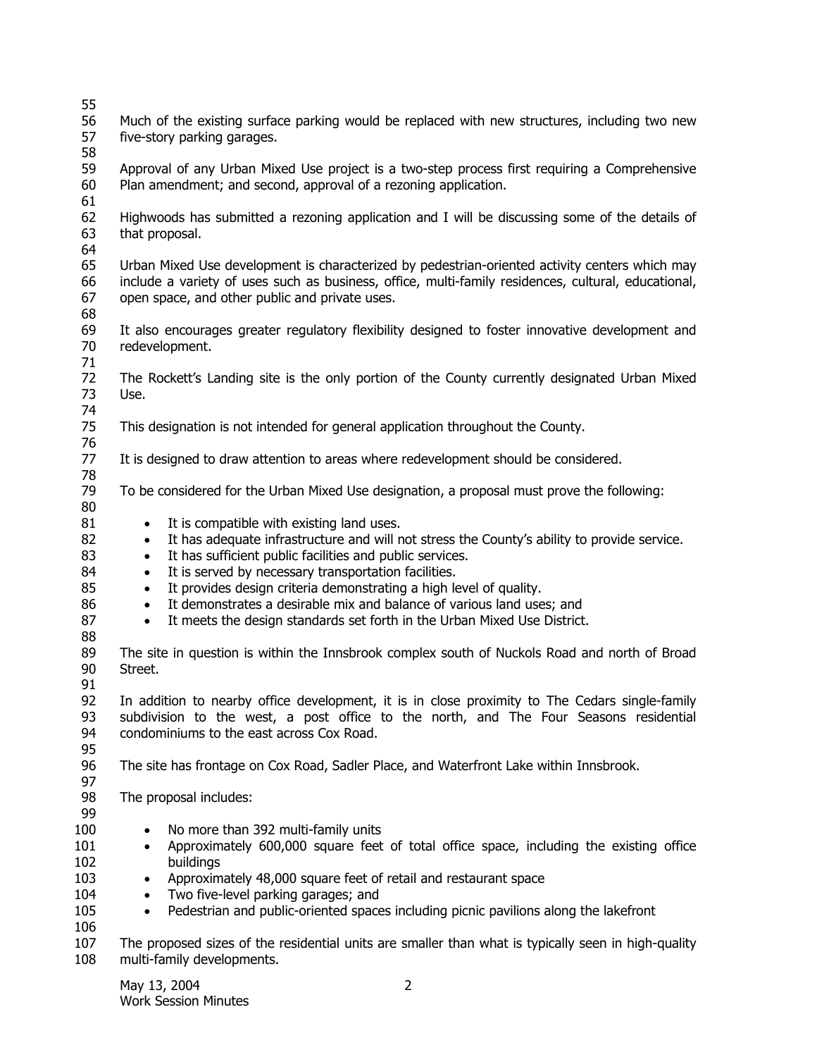Much of the existing surface parking would be replaced with new structures, including two new five-story parking garages.

Approval of any Urban Mixed Use project is a two-step process first requiring a Comprehensive Plan amendment; and second, approval of a rezoning application.

Highwoods has submitted a rezoning application and I will be discussing some of the details of that proposal.

Urban Mixed Use development is characterized by pedestrian-oriented activity centers which may include a variety of uses such as business, office, multi-family residences, cultural, educational, open space, and other public and private uses.

It also encourages greater regulatory flexibility designed to foster innovative development and redevelopment.

The Rockett's Landing site is the only portion of the County currently designated Urban Mixed Use.

This designation is not intended for general application throughout the County.

It is designed to draw attention to areas where redevelopment should be considered.

To be considered for the Urban Mixed Use designation, a proposal must prove the following:

- It is compatible with existing land uses.
- It has adequate infrastructure and will not stress the County's ability to provide service.
- It has sufficient public facilities and public services.
- It is served by necessary transportation facilities.
- It provides design criteria demonstrating a high level of quality.
- It demonstrates a desirable mix and balance of various land uses; and
- It meets the design standards set forth in the Urban Mixed Use District.

The site in question is within the Innsbrook complex south of Nuckols Road and north of Broad Street.

In addition to nearby office development, it is in close proximity to The Cedars single-family subdivision to the west, a post office to the north, and The Four Seasons residential condominiums to the east across Cox Road.

The site has frontage on Cox Road, Sadler Place, and Waterfront Lake within Innsbrook.

The proposal includes:

- No more than 392 multi-family units
- Approximately 600,000 square feet of total office space, including the existing office buildings
- Approximately 48,000 square feet of retail and restaurant space
- Two five-level parking garages; and
- Pedestrian and public-oriented spaces including picnic pavilions along the lakefront

The proposed sizes of the residential units are smaller than what is typically seen in high-quality multi-family developments.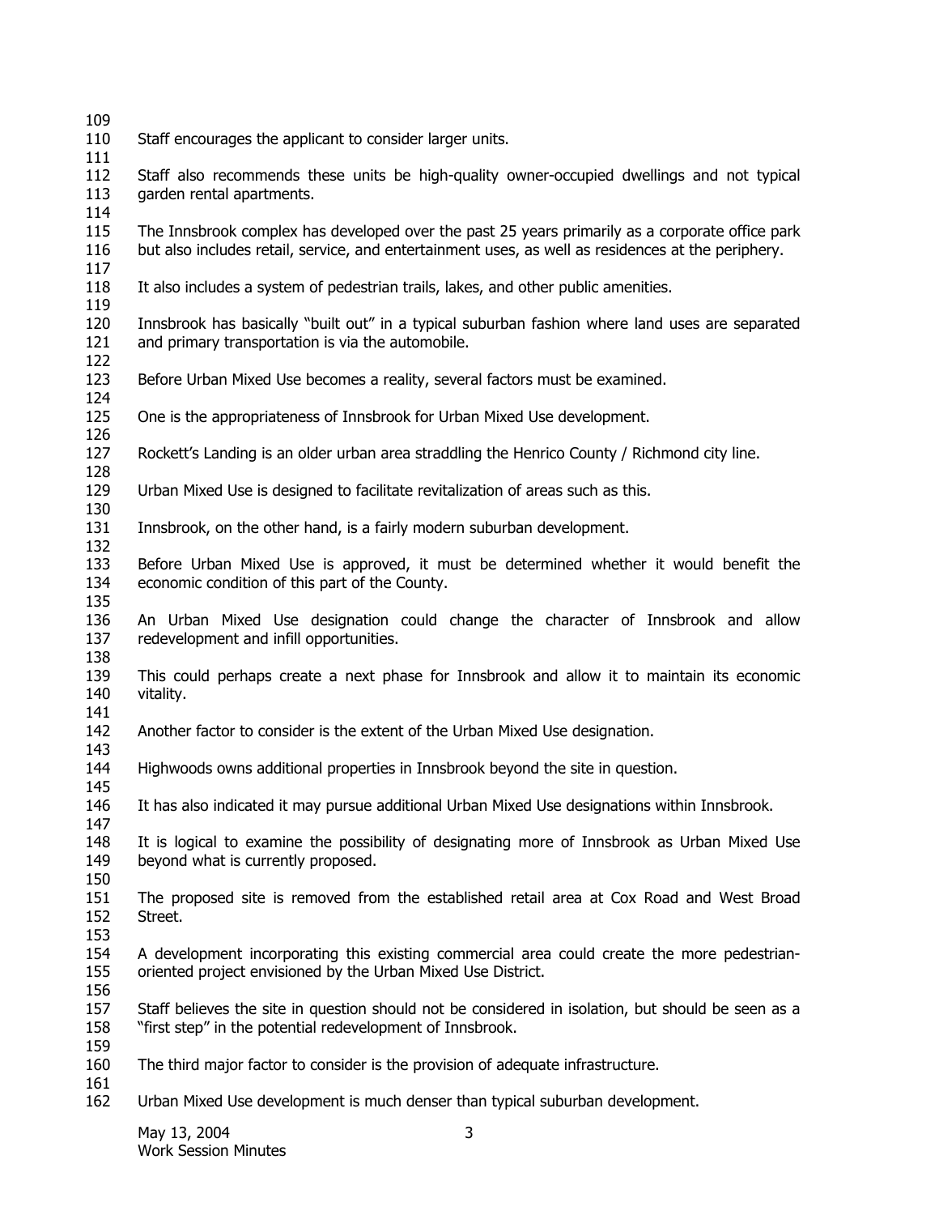Staff encourages the applicant to consider larger units.

Staff also recommends these units be high-quality owner-occupied dwellings and not typical garden rental apartments.

The Innsbrook complex has developed over the past 25 years primarily as a corporate office park but also includes retail, service, and entertainment uses, as well as residences at the periphery.

It also includes a system of pedestrian trails, lakes, and other public amenities.

Innsbrook has basically "built out" in a typical suburban fashion where land uses are separated and primary transportation is via the automobile.

Before Urban Mixed Use becomes a reality, several factors must be examined.

One is the appropriateness of Innsbrook for Urban Mixed Use development.

Rockett's Landing is an older urban area straddling the Henrico County / Richmond city line.

Urban Mixed Use is designed to facilitate revitalization of areas such as this.

Innsbrook, on the other hand, is a fairly modern suburban development.

Before Urban Mixed Use is approved, it must be determined whether it would benefit the economic condition of this part of the County.

An Urban Mixed Use designation could change the character of Innsbrook and allow redevelopment and infill opportunities.

This could perhaps create a next phase for Innsbrook and allow it to maintain its economic vitality.

Another factor to consider is the extent of the Urban Mixed Use designation.

Highwoods owns additional properties in Innsbrook beyond the site in question.

It has also indicated it may pursue additional Urban Mixed Use designations within Innsbrook.

It is logical to examine the possibility of designating more of Innsbrook as Urban Mixed Use beyond what is currently proposed.

The proposed site is removed from the established retail area at Cox Road and West Broad Street.

A development incorporating this existing commercial area could create the more pedestrian-oriented project envisioned by the Urban Mixed Use District.

Staff believes the site in question should not be considered in isolation, but should be seen as a "first step" in the potential redevelopment of Innsbrook.

The third major factor to consider is the provision of adequate infrastructure.

Urban Mixed Use development is much denser than typical suburban development.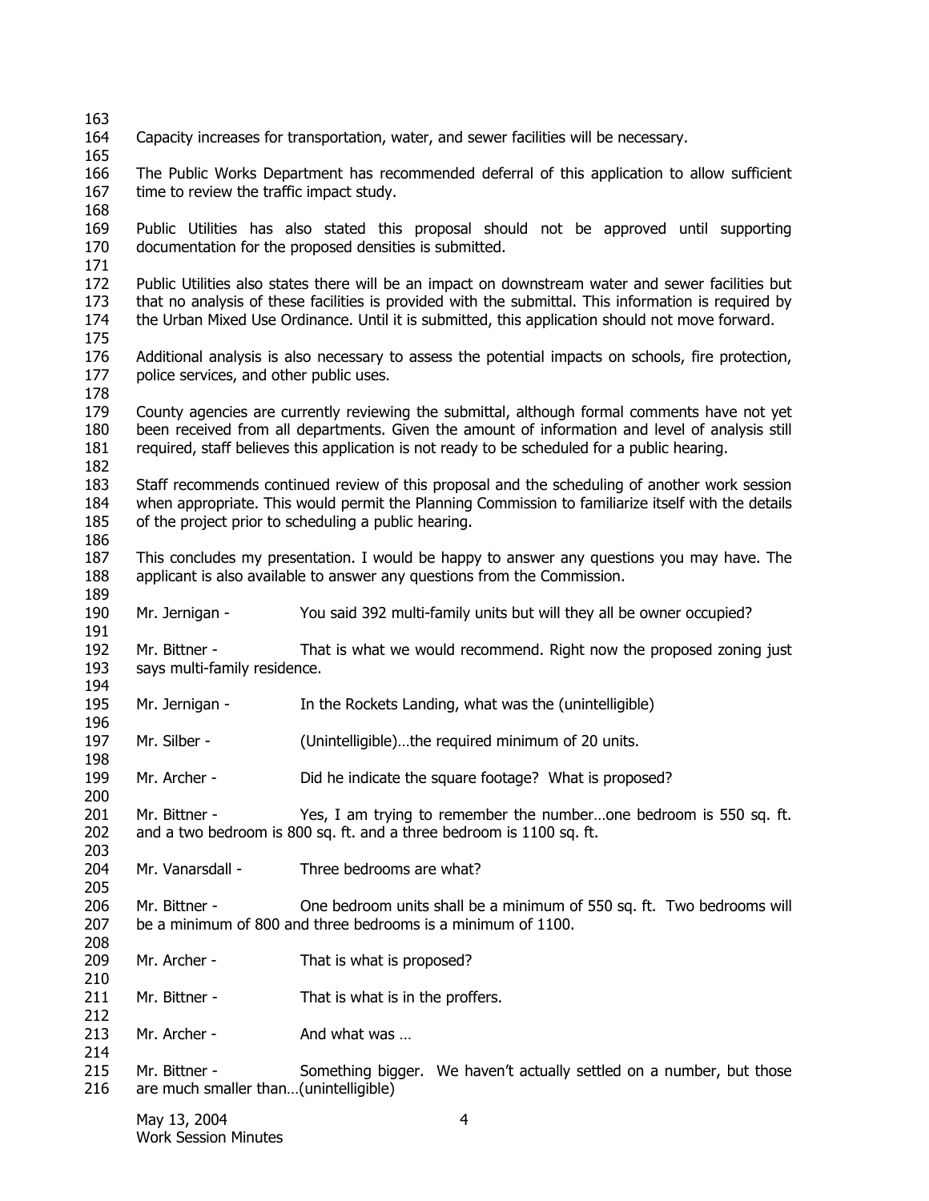Capacity increases for transportation, water, and sewer facilities will be necessary.

The Public Works Department has recommended deferral of this application to allow sufficient time to review the traffic impact study.

Public Utilities has also stated this proposal should not be approved until supporting documentation for the proposed densities is submitted.

Public Utilities also states there will be an impact on downstream water and sewer facilities but that no analysis of these facilities is provided with the submittal. This information is required by the Urban Mixed Use Ordinance. Until it is submitted, this application should not move forward.

Additional analysis is also necessary to assess the potential impacts on schools, fire protection, police services, and other public uses.

County agencies are currently reviewing the submittal, although formal comments have not yet been received from all departments. Given the amount of information and level of analysis still required, staff believes this application is not ready to be scheduled for a public hearing.

Staff recommends continued review of this proposal and the scheduling of another work session when appropriate. This would permit the Planning Commission to familiarize itself with the details of the project prior to scheduling a public hearing.

This concludes my presentation. I would be happy to answer any questions you may have. The applicant is also available to answer any questions from the Commission.

Mr. Jernigan - You said 392 multi-family units but will they all be owner occupied?

Mr. Bittner - That is what we would recommend. Right now the proposed zoning just says multi-family residence.

Mr. Jernigan - In the Rockets Landing, what was the (unintelligible)

Mr. Silber - (Unintelligible)…the required minimum of 20 units.

Mr. Archer - Did he indicate the square footage? What is proposed?

Mr. Bittner - Yes, I am trying to remember the number…one bedroom is 550 sq. ft. and a two bedroom is 800 sq. ft. and a three bedroom is 1100 sq. ft.

Mr. Vanarsdall - Three bedrooms are what?

Mr. Bittner - One bedroom units shall be a minimum of 550 sq. ft. Two bedrooms will be a minimum of 800 and three bedrooms is a minimum of 1100.

Mr. Archer - That is what is proposed?

Mr. Bittner - That is what is in the proffers.

Mr. Archer - And what was …

Mr. Bittner - Something bigger. We haven't actually settled on a number, but those are much smaller than…(unintelligible)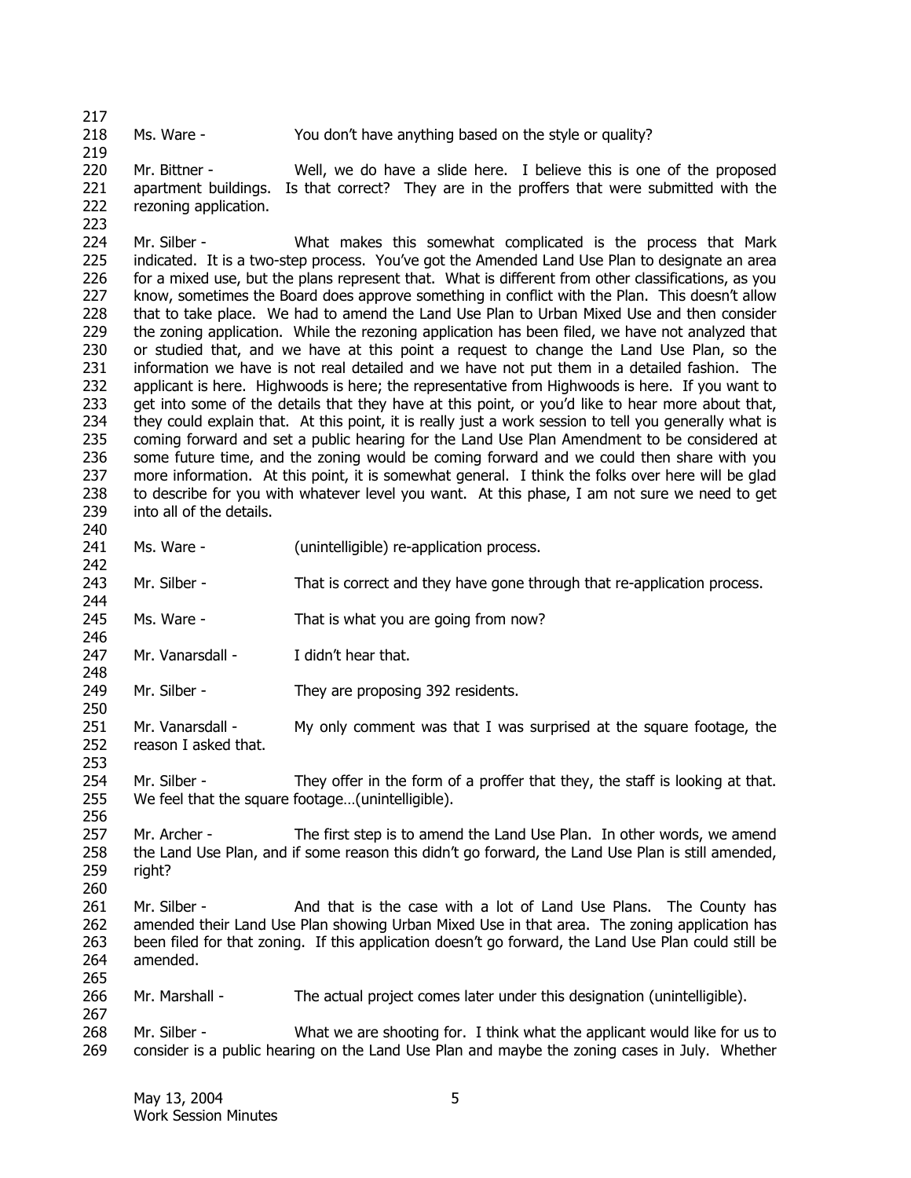Ms. Ware - You don't have anything based on the style or quality?

Mr. Bittner - Well, we do have a slide here. I believe this is one of the proposed apartment buildings. Is that correct? They are in the proffers that were submitted with the rezoning application.

Mr. Silber - What makes this somewhat complicated is the process that Mark indicated. It is a two-step process. You've got the Amended Land Use Plan to designate an area for a mixed use, but the plans represent that. What is different from other classifications, as you know, sometimes the Board does approve something in conflict with the Plan. This doesn't allow that to take place. We had to amend the Land Use Plan to Urban Mixed Use and then consider the zoning application. While the rezoning application has been filed, we have not analyzed that or studied that, and we have at this point a request to change the Land Use Plan, so the information we have is not real detailed and we have not put them in a detailed fashion. The applicant is here. Highwoods is here; the representative from Highwoods is here. If you want to get into some of the details that they have at this point, or you'd like to hear more about that, they could explain that. At this point, it is really just a work session to tell you generally what is coming forward and set a public hearing for the Land Use Plan Amendment to be considered at some future time, and the zoning would be coming forward and we could then share with you more information. At this point, it is somewhat general. I think the folks over here will be glad to describe for you with whatever level you want. At this phase, I am not sure we need to get into all of the details.

Ms. Ware - (unintelligible) re-application process.

Mr. Silber - That is correct and they have gone through that re-application process.

Ms. Ware - That is what you are going from now?

Mr. Vanarsdall - I didn't hear that.

Mr. Silber - They are proposing 392 residents.

Mr. Vanarsdall - My only comment was that I was surprised at the square footage, the reason I asked that.

Mr. Silber - They offer in the form of a proffer that they, the staff is looking at that. We feel that the square footage…(unintelligible).

Mr. Archer - The first step is to amend the Land Use Plan. In other words, we amend the Land Use Plan, and if some reason this didn't go forward, the Land Use Plan is still amended, right?

Mr. Silber - And that is the case with a lot of Land Use Plans. The County has amended their Land Use Plan showing Urban Mixed Use in that area. The zoning application has been filed for that zoning. If this application doesn't go forward, the Land Use Plan could still be amended.

Mr. Marshall - The actual project comes later under this designation (unintelligible).

Mr. Silber - What we are shooting for. I think what the applicant would like for us to consider is a public hearing on the Land Use Plan and maybe the zoning cases in July. Whether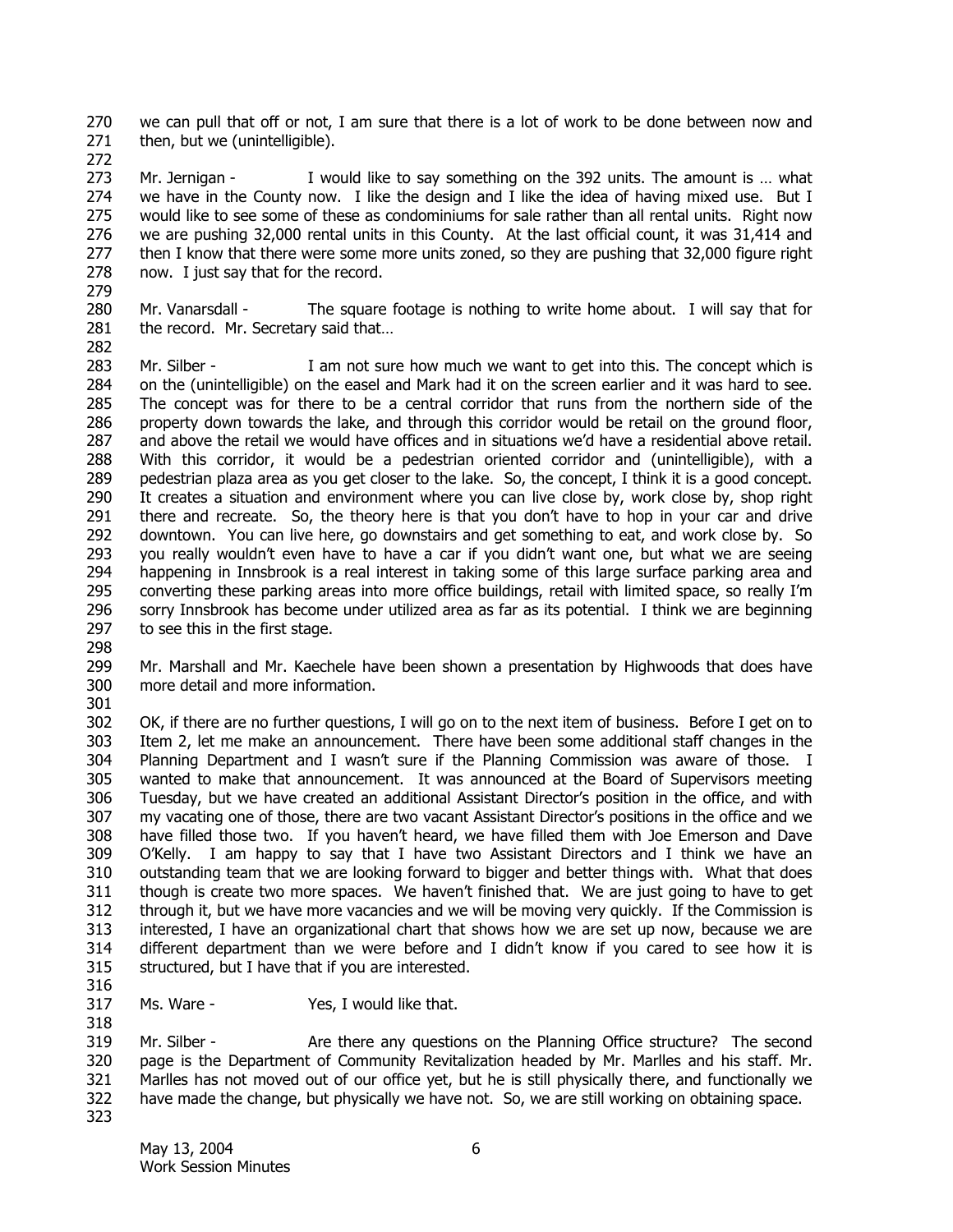we can pull that off or not, I am sure that there is a lot of work to be done between now and then, but we (unintelligible).

Mr. Jernigan - I would like to say something on the 392 units. The amount is … what we have in the County now. I like the design and I like the idea of having mixed use. But I would like to see some of these as condominiums for sale rather than all rental units. Right now we are pushing 32,000 rental units in this County. At the last official count, it was 31,414 and then I know that there were some more units zoned, so they are pushing that 32,000 figure right now. I just say that for the record.

Mr. Vanarsdall - The square footage is nothing to write home about. I will say that for the record. Mr. Secretary said that…

Mr. Silber - I am not sure how much we want to get into this. The concept which is on the (unintelligible) on the easel and Mark had it on the screen earlier and it was hard to see. The concept was for there to be a central corridor that runs from the northern side of the property down towards the lake, and through this corridor would be retail on the ground floor, and above the retail we would have offices and in situations we'd have a residential above retail. With this corridor, it would be a pedestrian oriented corridor and (unintelligible), with a pedestrian plaza area as you get closer to the lake. So, the concept, I think it is a good concept. It creates a situation and environment where you can live close by, work close by, shop right there and recreate. So, the theory here is that you don't have to hop in your car and drive downtown. You can live here, go downstairs and get something to eat, and work close by. So you really wouldn't even have to have a car if you didn't want one, but what we are seeing happening in Innsbrook is a real interest in taking some of this large surface parking area and converting these parking areas into more office buildings, retail with limited space, so really I'm sorry Innsbrook has become under utilized area as far as its potential. I think we are beginning to see this in the first stage.

Mr. Marshall and Mr. Kaechele have been shown a presentation by Highwoods that does have more detail and more information.

OK, if there are no further questions, I will go on to the next item of business. Before I get on to Item 2, let me make an announcement. There have been some additional staff changes in the Planning Department and I wasn't sure if the Planning Commission was aware of those. I wanted to make that announcement. It was announced at the Board of Supervisors meeting Tuesday, but we have created an additional Assistant Director's position in the office, and with my vacating one of those, there are two vacant Assistant Director's positions in the office and we have filled those two. If you haven't heard, we have filled them with Joe Emerson and Dave O'Kelly. I am happy to say that I have two Assistant Directors and I think we have an outstanding team that we are looking forward to bigger and better things with. What that does though is create two more spaces. We haven't finished that. We are just going to have to get through it, but we have more vacancies and we will be moving very quickly. If the Commission is interested, I have an organizational chart that shows how we are set up now, because we are different department than we were before and I didn't know if you cared to see how it is structured, but I have that if you are interested.

Ms. Ware - Yes, I would like that.

Mr. Silber - Are there any questions on the Planning Office structure? The second page is the Department of Community Revitalization headed by Mr. Marlles and his staff. Mr. Marlles has not moved out of our office yet, but he is still physically there, and functionally we have made the change, but physically we have not. So, we are still working on obtaining space.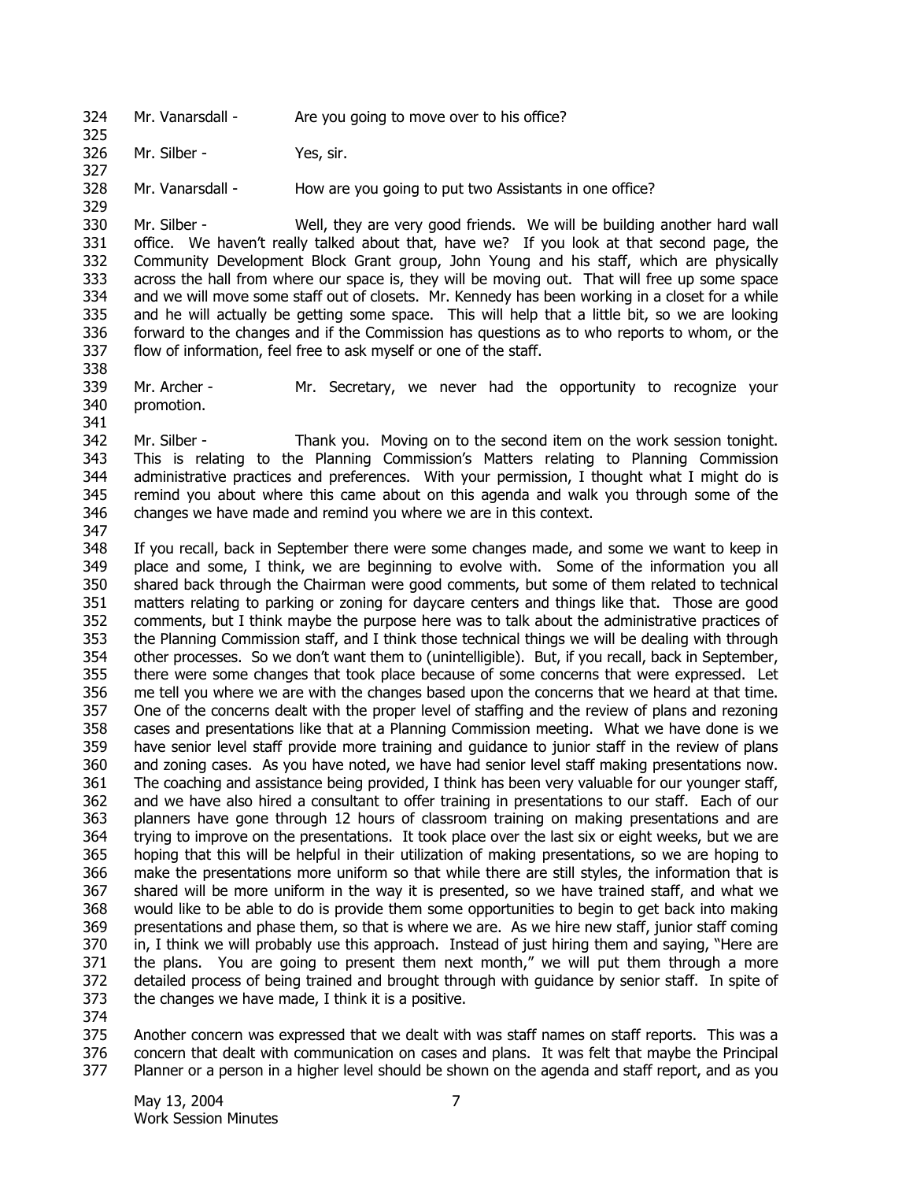Mr. Vanarsdall - Are you going to move over to his office?

Mr. Silber - Yes, sir.

Mr. Vanarsdall - How are you going to put two Assistants in one office?

Mr. Silber - Well, they are very good friends. We will be building another hard wall office. We haven't really talked about that, have we? If you look at that second page, the Community Development Block Grant group, John Young and his staff, which are physically across the hall from where our space is, they will be moving out. That will free up some space and we will move some staff out of closets. Mr. Kennedy has been working in a closet for a while and he will actually be getting some space. This will help that a little bit, so we are looking forward to the changes and if the Commission has questions as to who reports to whom, or the flow of information, feel free to ask myself or one of the staff.

Mr. Archer - Mr. Secretary, we never had the opportunity to recognize your promotion.

Mr. Silber - Thank you. Moving on to the second item on the work session tonight. This is relating to the Planning Commission's Matters relating to Planning Commission administrative practices and preferences. With your permission, I thought what I might do is remind you about where this came about on this agenda and walk you through some of the changes we have made and remind you where we are in this context.

If you recall, back in September there were some changes made, and some we want to keep in place and some, I think, we are beginning to evolve with. Some of the information you all shared back through the Chairman were good comments, but some of them related to technical matters relating to parking or zoning for daycare centers and things like that. Those are good comments, but I think maybe the purpose here was to talk about the administrative practices of the Planning Commission staff, and I think those technical things we will be dealing with through other processes. So we don't want them to (unintelligible). But, if you recall, back in September, there were some changes that took place because of some concerns that were expressed. Let me tell you where we are with the changes based upon the concerns that we heard at that time. One of the concerns dealt with the proper level of staffing and the review of plans and rezoning cases and presentations like that at a Planning Commission meeting. What we have done is we have senior level staff provide more training and guidance to junior staff in the review of plans and zoning cases. As you have noted, we have had senior level staff making presentations now. The coaching and assistance being provided, I think has been very valuable for our younger staff, and we have also hired a consultant to offer training in presentations to our staff. Each of our planners have gone through 12 hours of classroom training on making presentations and are trying to improve on the presentations. It took place over the last six or eight weeks, but we are hoping that this will be helpful in their utilization of making presentations, so we are hoping to make the presentations more uniform so that while there are still styles, the information that is shared will be more uniform in the way it is presented, so we have trained staff, and what we would like to be able to do is provide them some opportunities to begin to get back into making presentations and phase them, so that is where we are. As we hire new staff, junior staff coming in, I think we will probably use this approach. Instead of just hiring them and saying, "Here are the plans. You are going to present them next month," we will put them through a more detailed process of being trained and brought through with guidance by senior staff. In spite of the changes we have made, I think it is a positive.

Another concern was expressed that we dealt with was staff names on staff reports. This was a concern that dealt with communication on cases and plans. It was felt that maybe the Principal Planner or a person in a higher level should be shown on the agenda and staff report, and as you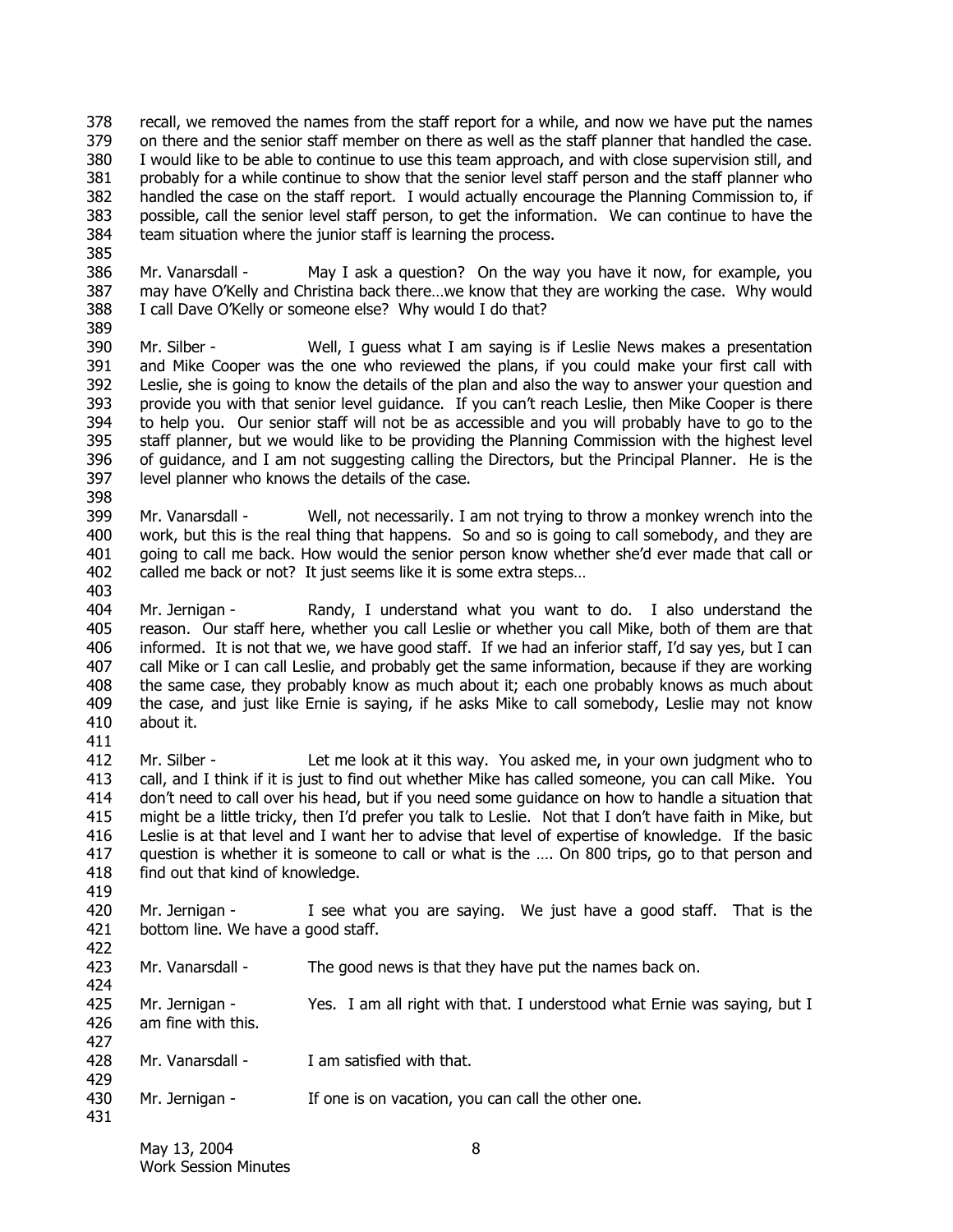recall, we removed the names from the staff report for a while, and now we have put the names on there and the senior staff member on there as well as the staff planner that handled the case. I would like to be able to continue to use this team approach, and with close supervision still, and probably for a while continue to show that the senior level staff person and the staff planner who handled the case on the staff report. I would actually encourage the Planning Commission to, if possible, call the senior level staff person, to get the information. We can continue to have the team situation where the junior staff is learning the process.

Mr. Vanarsdall - May I ask a question? On the way you have it now, for example, you may have O'Kelly and Christina back there…we know that they are working the case. Why would I call Dave O'Kelly or someone else? Why would I do that?

Mr. Silber - Well, I guess what I am saying is if Leslie News makes a presentation and Mike Cooper was the one who reviewed the plans, if you could make your first call with Leslie, she is going to know the details of the plan and also the way to answer your question and provide you with that senior level guidance. If you can't reach Leslie, then Mike Cooper is there to help you. Our senior staff will not be as accessible and you will probably have to go to the staff planner, but we would like to be providing the Planning Commission with the highest level of guidance, and I am not suggesting calling the Directors, but the Principal Planner. He is the level planner who knows the details of the case.

Mr. Vanarsdall - Well, not necessarily. I am not trying to throw a monkey wrench into the work, but this is the real thing that happens. So and so is going to call somebody, and they are going to call me back. How would the senior person know whether she'd ever made that call or called me back or not? It just seems like it is some extra steps…

Mr. Jernigan - Randy, I understand what you want to do. I also understand the reason. Our staff here, whether you call Leslie or whether you call Mike, both of them are that informed. It is not that we, we have good staff. If we had an inferior staff, I'd say yes, but I can call Mike or I can call Leslie, and probably get the same information, because if they are working the same case, they probably know as much about it; each one probably knows as much about the case, and just like Ernie is saying, if he asks Mike to call somebody, Leslie may not know about it.

Mr. Silber - Let me look at it this way. You asked me, in your own judgment who to call, and I think if it is just to find out whether Mike has called someone, you can call Mike. You don't need to call over his head, but if you need some guidance on how to handle a situation that might be a little tricky, then I'd prefer you talk to Leslie. Not that I don't have faith in Mike, but Leslie is at that level and I want her to advise that level of expertise of knowledge. If the basic question is whether it is someone to call or what is the …. On 800 trips, go to that person and find out that kind of knowledge.

Mr. Jernigan - I see what you are saying. We just have a good staff. That is the bottom line. We have a good staff.

Mr. Vanarsdall - The good news is that they have put the names back on.

Mr. Jernigan - Yes. I am all right with that. I understood what Ernie was saying, but I am fine with this.

Mr. Vanarsdall - I am satisfied with that.

Mr. Jernigan - If one is on vacation, you can call the other one.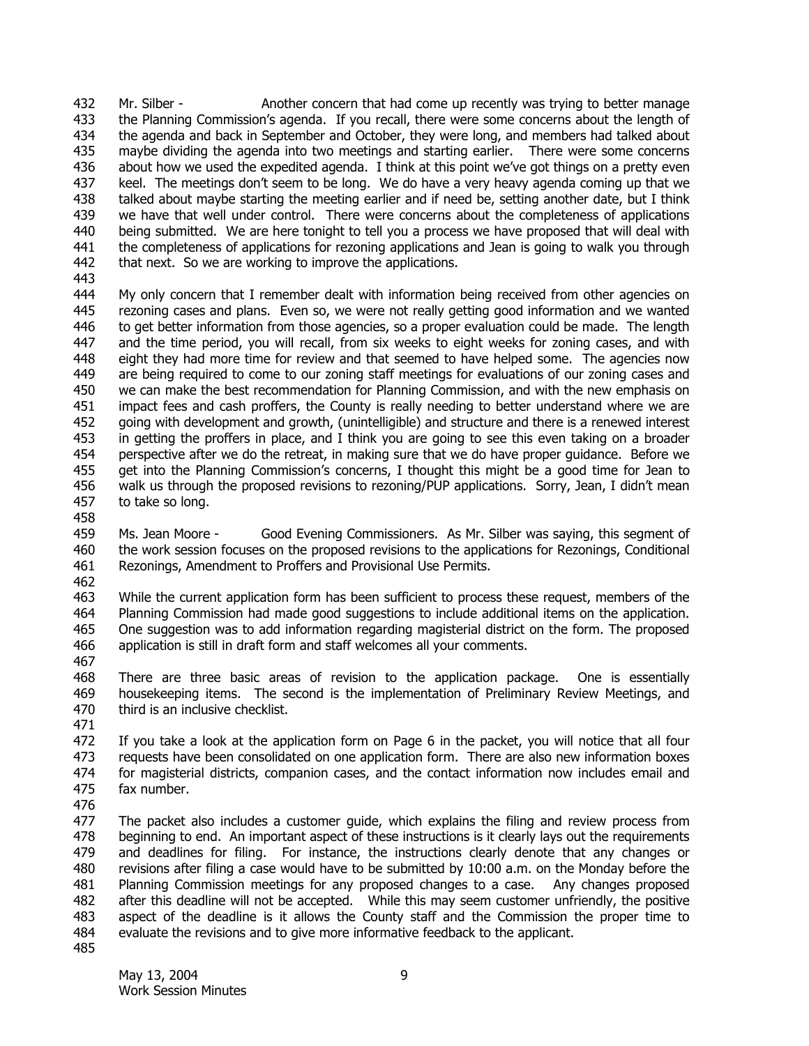Mr. Silber - Another concern that had come up recently was trying to better manage the Planning Commission's agenda. If you recall, there were some concerns about the length of the agenda and back in September and October, they were long, and members had talked about maybe dividing the agenda into two meetings and starting earlier. There were some concerns about how we used the expedited agenda. I think at this point we've got things on a pretty even keel. The meetings don't seem to be long. We do have a very heavy agenda coming up that we talked about maybe starting the meeting earlier and if need be, setting another date, but I think we have that well under control. There were concerns about the completeness of applications being submitted. We are here tonight to tell you a process we have proposed that will deal with the completeness of applications for rezoning applications and Jean is going to walk you through that next. So we are working to improve the applications.

My only concern that I remember dealt with information being received from other agencies on rezoning cases and plans. Even so, we were not really getting good information and we wanted to get better information from those agencies, so a proper evaluation could be made. The length and the time period, you will recall, from six weeks to eight weeks for zoning cases, and with eight they had more time for review and that seemed to have helped some. The agencies now are being required to come to our zoning staff meetings for evaluations of our zoning cases and we can make the best recommendation for Planning Commission, and with the new emphasis on impact fees and cash proffers, the County is really needing to better understand where we are going with development and growth, (unintelligible) and structure and there is a renewed interest in getting the proffers in place, and I think you are going to see this even taking on a broader perspective after we do the retreat, in making sure that we do have proper guidance. Before we get into the Planning Commission's concerns, I thought this might be a good time for Jean to walk us through the proposed revisions to rezoning/PUP applications. Sorry, Jean, I didn't mean to take so long.

Ms. Jean Moore - Good Evening Commissioners. As Mr. Silber was saying, this segment of the work session focuses on the proposed revisions to the applications for Rezonings, Conditional Rezonings, Amendment to Proffers and Provisional Use Permits.

While the current application form has been sufficient to process these request, members of the Planning Commission had made good suggestions to include additional items on the application. One suggestion was to add information regarding magisterial district on the form. The proposed application is still in draft form and staff welcomes all your comments.

There are three basic areas of revision to the application package. One is essentially housekeeping items. The second is the implementation of Preliminary Review Meetings, and third is an inclusive checklist.

If you take a look at the application form on Page 6 in the packet, you will notice that all four requests have been consolidated on one application form. There are also new information boxes for magisterial districts, companion cases, and the contact information now includes email and fax number.

The packet also includes a customer guide, which explains the filing and review process from beginning to end. An important aspect of these instructions is it clearly lays out the requirements and deadlines for filing. For instance, the instructions clearly denote that any changes or revisions after filing a case would have to be submitted by 10:00 a.m. on the Monday before the Planning Commission meetings for any proposed changes to a case. Any changes proposed after this deadline will not be accepted. While this may seem customer unfriendly, the positive aspect of the deadline is it allows the County staff and the Commission the proper time to evaluate the revisions and to give more informative feedback to the applicant.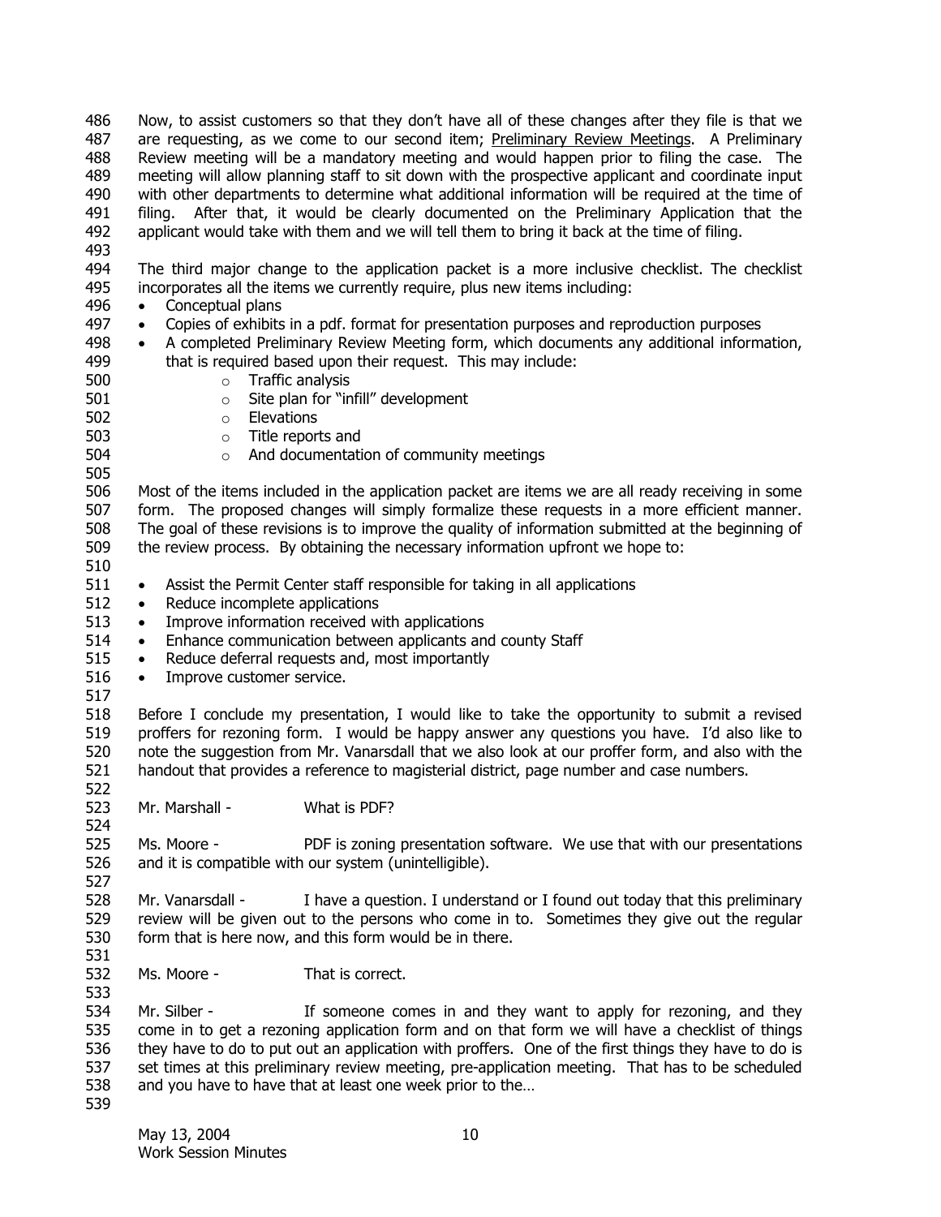Now, to assist customers so that they don't have all of these changes after they file is that we are requesting, as we come to our second item; Preliminary Review Meetings. A Preliminary Review meeting will be a mandatory meeting and would happen prior to filing the case. The meeting will allow planning staff to sit down with the prospective applicant and coordinate input with other departments to determine what additional information will be required at the time of filing. After that, it would be clearly documented on the Preliminary Application that the applicant would take with them and we will tell them to bring it back at the time of filing.

The third major change to the application packet is a more inclusive checklist. The checklist incorporates all the items we currently require, plus new items including:

- Conceptual plans
- Copies of exhibits in a pdf. format for presentation purposes and reproduction purposes
- A completed Preliminary Review Meeting form, which documents any additional information, that is required based upon their request. This may include:
    - Traffic analysis
    - Site plan for "infill" development
    - Elevations
    - Title reports and
    - And documentation of community meetings

Most of the items included in the application packet are items we are all ready receiving in some form. The proposed changes will simply formalize these requests in a more efficient manner. The goal of these revisions is to improve the quality of information submitted at the beginning of the review process. By obtaining the necessary information upfront we hope to:

- Assist the Permit Center staff responsible for taking in all applications
- Reduce incomplete applications
- Improve information received with applications
- Enhance communication between applicants and county Staff
- Reduce deferral requests and, most importantly
- Improve customer service.

Before I conclude my presentation, I would like to take the opportunity to submit a revised proffers for rezoning form. I would be happy answer any questions you have. I'd also like to note the suggestion from Mr. Vanarsdall that we also look at our proffer form, and also with the handout that provides a reference to magisterial district, page number and case numbers.

Mr. Marshall - What is PDF?

Ms. Moore - PDF is zoning presentation software. We use that with our presentations and it is compatible with our system (unintelligible).

Mr. Vanarsdall - I have a question. I understand or I found out today that this preliminary review will be given out to the persons who come in to. Sometimes they give out the regular form that is here now, and this form would be in there.

Ms. Moore - That is correct.

Mr. Silber - If someone comes in and they want to apply for rezoning, and they come in to get a rezoning application form and on that form we will have a checklist of things they have to do to put out an application with proffers. One of the first things they have to do is set times at this preliminary review meeting, pre-application meeting. That has to be scheduled and you have to have that at least one week prior to the…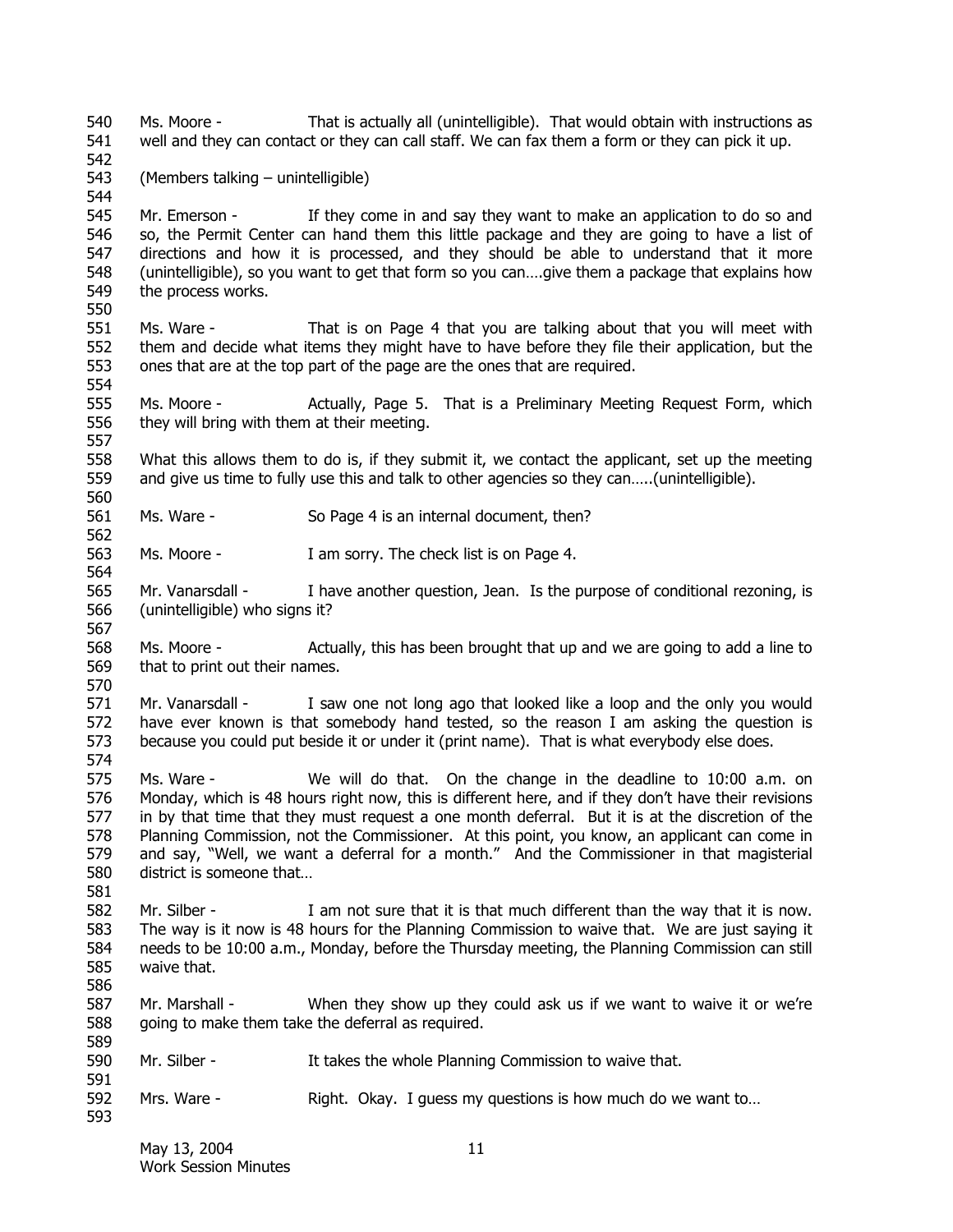Ms. Moore - That is actually all (unintelligible). That would obtain with instructions as well and they can contact or they can call staff. We can fax them a form or they can pick it up.

(Members talking – unintelligible)

Mr. Emerson - If they come in and say they want to make an application to do so and so, the Permit Center can hand them this little package and they are going to have a list of directions and how it is processed, and they should be able to understand that it more (unintelligible), so you want to get that form so you can….give them a package that explains how the process works.

Ms. Ware - That is on Page 4 that you are talking about that you will meet with them and decide what items they might have to have before they file their application, but the ones that are at the top part of the page are the ones that are required.

Ms. Moore - Actually, Page 5. That is a Preliminary Meeting Request Form, which they will bring with them at their meeting.

What this allows them to do is, if they submit it, we contact the applicant, set up the meeting and give us time to fully use this and talk to other agencies so they can…..(unintelligible).

Ms. Ware - So Page 4 is an internal document, then?

Ms. Moore - I am sorry. The check list is on Page 4.

Mr. Vanarsdall - I have another question, Jean. Is the purpose of conditional rezoning, is (unintelligible) who signs it?

Ms. Moore - Actually, this has been brought that up and we are going to add a line to that to print out their names.

Mr. Vanarsdall - I saw one not long ago that looked like a loop and the only you would have ever known is that somebody hand tested, so the reason I am asking the question is because you could put beside it or under it (print name). That is what everybody else does.

Ms. Ware - We will do that. On the change in the deadline to 10:00 a.m. on Monday, which is 48 hours right now, this is different here, and if they don't have their revisions in by that time that they must request a one month deferral. But it is at the discretion of the Planning Commission, not the Commissioner. At this point, you know, an applicant can come in and say, "Well, we want a deferral for a month." And the Commissioner in that magisterial district is someone that…

Mr. Silber - I am not sure that it is that much different than the way that it is now. The way is it now is 48 hours for the Planning Commission to waive that. We are just saying it needs to be 10:00 a.m., Monday, before the Thursday meeting, the Planning Commission can still waive that.

Mr. Marshall - When they show up they could ask us if we want to waive it or we're going to make them take the deferral as required.

Mr. Silber - It takes the whole Planning Commission to waive that.

Mrs. Ware - Right. Okay. I guess my questions is how much do we want to…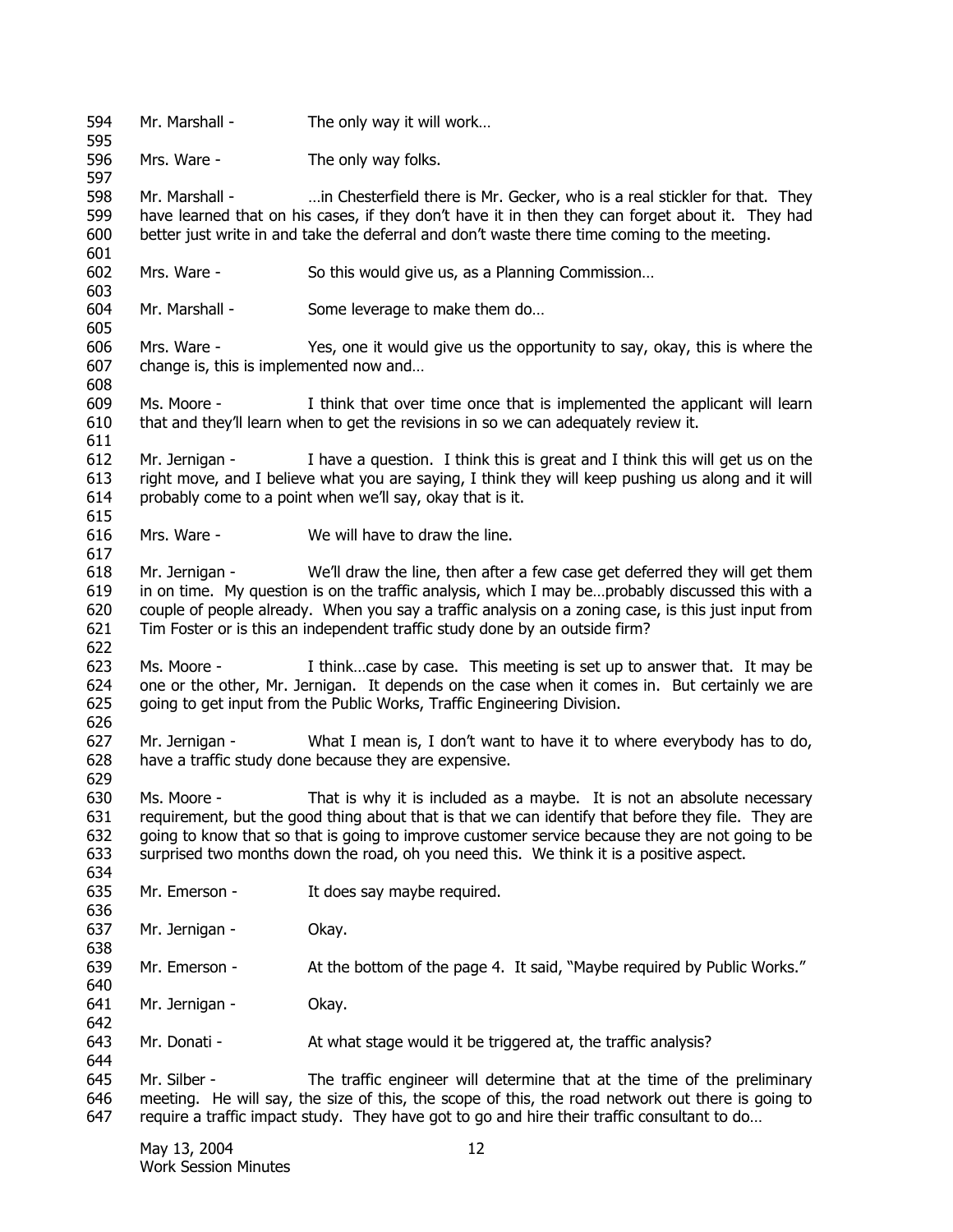594 Mr. Marshall - The only way it will work…
595
596 Mrs. Ware - The only way folks.
597
598 Mr. Marshall - …in Chesterfield there is Mr. Gecker, who is a real stickler for that. They
599 have learned that on his cases, if they don't have it in then they can forget about it. They had
600 better just write in and take the deferral and don't waste there time coming to the meeting.
601
602 Mrs. Ware - So this would give us, as a Planning Commission…
603
604 Mr. Marshall - Some leverage to make them do…
605
606 Mrs. Ware - Yes, one it would give us the opportunity to say, okay, this is where the
607 change is, this is implemented now and…
608
609 Ms. Moore - I think that over time once that is implemented the applicant will learn
610 that and they'll learn when to get the revisions in so we can adequately review it.
611
612 Mr. Jernigan - I have a question. I think this is great and I think this will get us on the
613 right move, and I believe what you are saying, I think they will keep pushing us along and it will
614 probably come to a point when we'll say, okay that is it.
615
616 Mrs. Ware - We will have to draw the line.
617
618 Mr. Jernigan - We'll draw the line, then after a few case get deferred they will get them
619 in on time. My question is on the traffic analysis, which I may be…probably discussed this with a
620 couple of people already. When you say a traffic analysis on a zoning case, is this just input from
621 Tim Foster or is this an independent traffic study done by an outside firm?
622
623 Ms. Moore - I think…case by case. This meeting is set up to answer that. It may be
624 one or the other, Mr. Jernigan. It depends on the case when it comes in. But certainly we are
625 going to get input from the Public Works, Traffic Engineering Division.
626
627 Mr. Jernigan - What I mean is, I don't want to have it to where everybody has to do,
628 have a traffic study done because they are expensive.
629
630 Ms. Moore - That is why it is included as a maybe. It is not an absolute necessary
631 requirement, but the good thing about that is that we can identify that before they file. They are
632 going to know that so that is going to improve customer service because they are not going to be
633 surprised two months down the road, oh you need this. We think it is a positive aspect.
634
635 Mr. Emerson - It does say maybe required.
636
637 Mr. Jernigan - Okay.
638
639 Mr. Emerson - At the bottom of the page 4. It said, "Maybe required by Public Works."
640
641 Mr. Jernigan - Okay.
642
643 Mr. Donati - At what stage would it be triggered at, the traffic analysis?
644
645 Mr. Silber - The traffic engineer will determine that at the time of the preliminary
646 meeting. He will say, the size of this, the scope of this, the road network out there is going to
647 require a traffic impact study. They have got to go and hire their traffic consultant to do…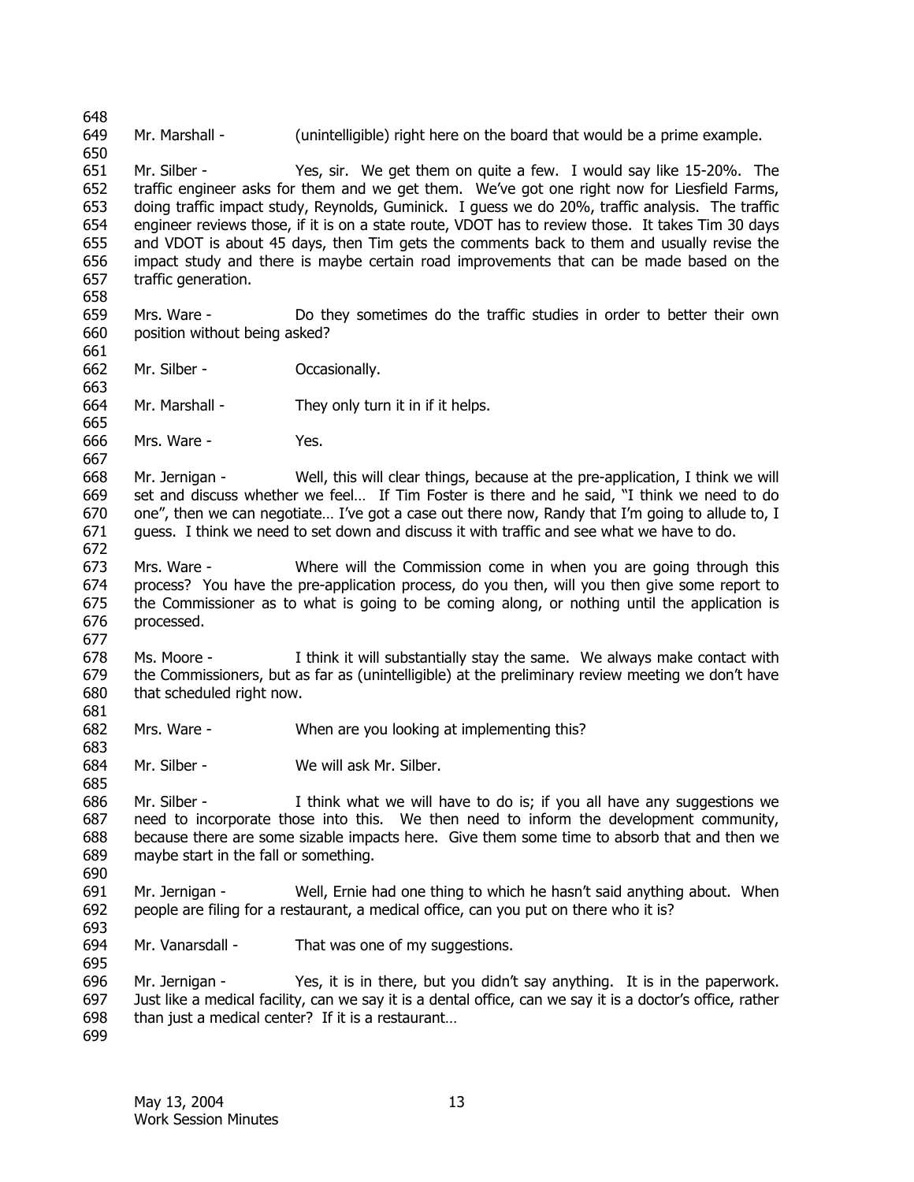Mr. Marshall - (unintelligible) right here on the board that would be a prime example.

Mr. Silber - Yes, sir. We get them on quite a few. I would say like 15-20%. The traffic engineer asks for them and we get them. We've got one right now for Liesfield Farms, doing traffic impact study, Reynolds, Guminick. I guess we do 20%, traffic analysis. The traffic engineer reviews those, if it is on a state route, VDOT has to review those. It takes Tim 30 days and VDOT is about 45 days, then Tim gets the comments back to them and usually revise the impact study and there is maybe certain road improvements that can be made based on the traffic generation.

Mrs. Ware - Do they sometimes do the traffic studies in order to better their own position without being asked?

Mr. Silber - Occasionally.

Mr. Marshall - They only turn it in if it helps.

Mrs. Ware - Yes.

Mr. Jernigan - Well, this will clear things, because at the pre-application, I think we will set and discuss whether we feel… If Tim Foster is there and he said, "I think we need to do one", then we can negotiate… I've got a case out there now, Randy that I'm going to allude to, I guess. I think we need to set down and discuss it with traffic and see what we have to do.

Mrs. Ware - Where will the Commission come in when you are going through this process? You have the pre-application process, do you then, will you then give some report to the Commissioner as to what is going to be coming along, or nothing until the application is processed.

Ms. Moore - I think it will substantially stay the same. We always make contact with the Commissioners, but as far as (unintelligible) at the preliminary review meeting we don't have that scheduled right now.

Mrs. Ware - When are you looking at implementing this?

Mr. Silber - We will ask Mr. Silber.

Mr. Silber - I think what we will have to do is; if you all have any suggestions we need to incorporate those into this. We then need to inform the development community, because there are some sizable impacts here. Give them some time to absorb that and then we maybe start in the fall or something.

Mr. Jernigan - Well, Ernie had one thing to which he hasn't said anything about. When people are filing for a restaurant, a medical office, can you put on there who it is?

Mr. Vanarsdall - That was one of my suggestions.

Mr. Jernigan - Yes, it is in there, but you didn't say anything. It is in the paperwork. Just like a medical facility, can we say it is a dental office, can we say it is a doctor's office, rather than just a medical center? If it is a restaurant…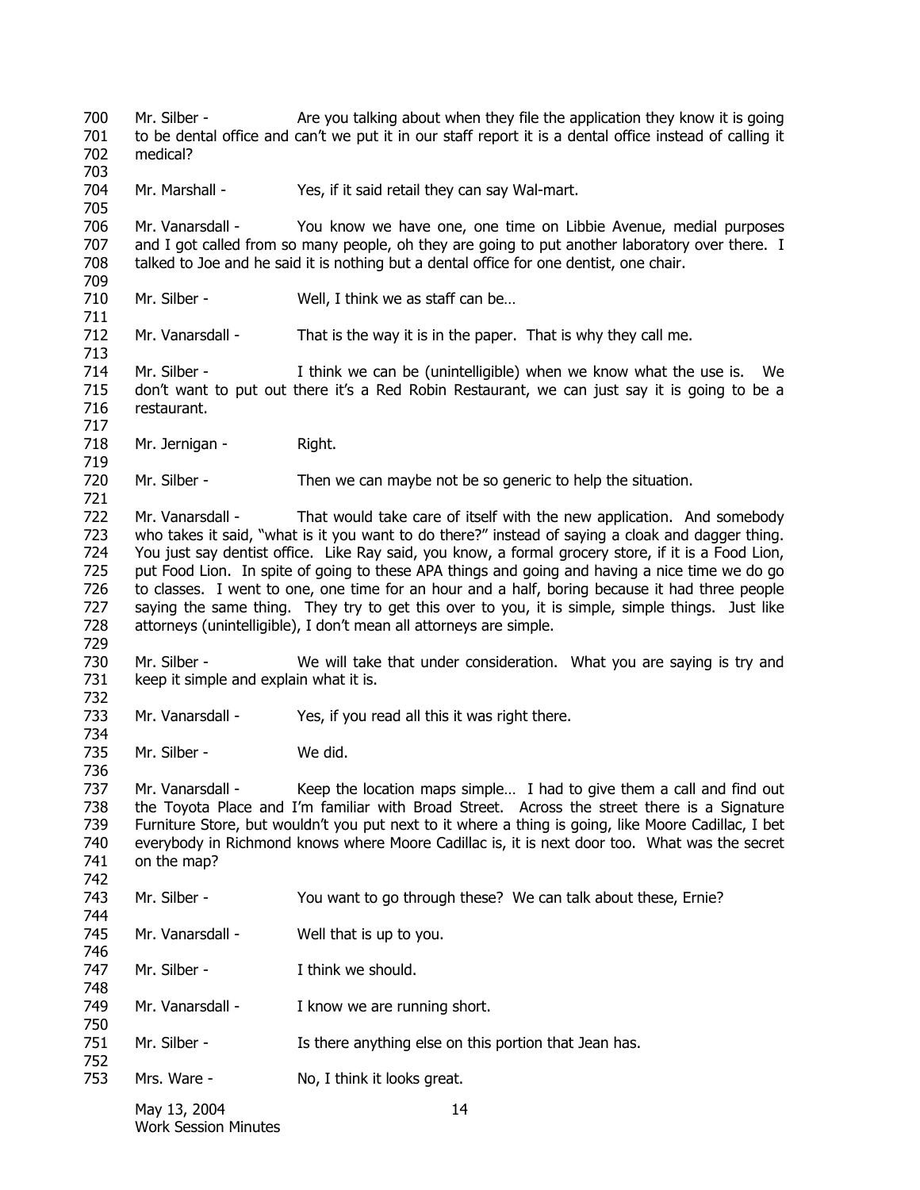Mr. Silber - Are you talking about when they file the application they know it is going to be dental office and can't we put it in our staff report it is a dental office instead of calling it medical?

Mr. Marshall - Yes, if it said retail they can say Wal-mart.

Mr. Vanarsdall - You know we have one, one time on Libbie Avenue, medial purposes and I got called from so many people, oh they are going to put another laboratory over there. I talked to Joe and he said it is nothing but a dental office for one dentist, one chair.

Mr. Silber - Well, I think we as staff can be…

Mr. Vanarsdall - That is the way it is in the paper. That is why they call me.

Mr. Silber - I think we can be (unintelligible) when we know what the use is. We don't want to put out there it's a Red Robin Restaurant, we can just say it is going to be a restaurant.

Mr. Jernigan - Right.

Mr. Silber - Then we can maybe not be so generic to help the situation.

Mr. Vanarsdall - That would take care of itself with the new application. And somebody who takes it said, "what is it you want to do there?" instead of saying a cloak and dagger thing. You just say dentist office. Like Ray said, you know, a formal grocery store, if it is a Food Lion, put Food Lion. In spite of going to these APA things and going and having a nice time we do go to classes. I went to one, one time for an hour and a half, boring because it had three people saying the same thing. They try to get this over to you, it is simple, simple things. Just like attorneys (unintelligible), I don't mean all attorneys are simple.

Mr. Silber - We will take that under consideration. What you are saying is try and keep it simple and explain what it is.

Mr. Vanarsdall - Yes, if you read all this it was right there.

Mr. Silber - We did.

Mr. Vanarsdall - Keep the location maps simple… I had to give them a call and find out the Toyota Place and I'm familiar with Broad Street. Across the street there is a Signature Furniture Store, but wouldn't you put next to it where a thing is going, like Moore Cadillac, I bet everybody in Richmond knows where Moore Cadillac is, it is next door too. What was the secret on the map?

Mr. Silber - You want to go through these? We can talk about these, Ernie?

Mr. Vanarsdall - Well that is up to you.

Mr. Silber - I think we should.

Mr. Vanarsdall - I know we are running short.

Mr. Silber - Is there anything else on this portion that Jean has.

Mrs. Ware - No, I think it looks great.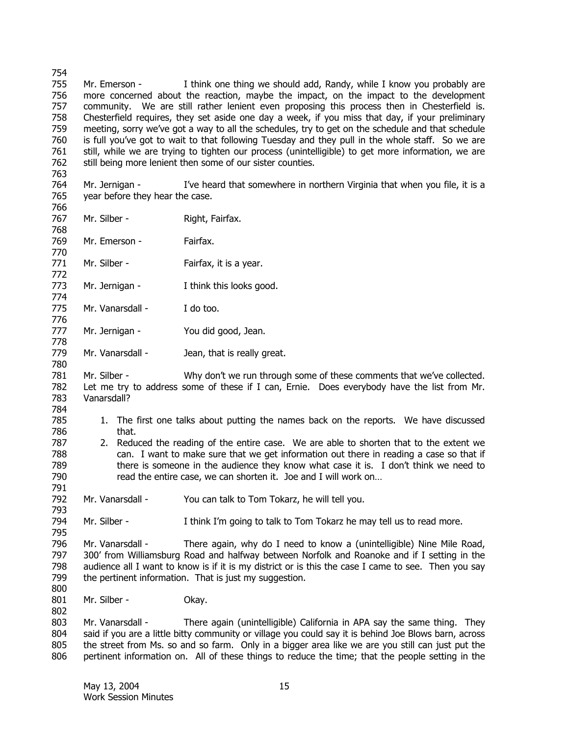Mr. Emerson - I think one thing we should add, Randy, while I know you probably are more concerned about the reaction, maybe the impact, on the impact to the development community. We are still rather lenient even proposing this process then in Chesterfield is. Chesterfield requires, they set aside one day a week, if you miss that day, if your preliminary meeting, sorry we've got a way to all the schedules, try to get on the schedule and that schedule is full you've got to wait to that following Tuesday and they pull in the whole staff. So we are still, while we are trying to tighten our process (unintelligible) to get more information, we are still being more lenient then some of our sister counties.

Mr. Jernigan - I've heard that somewhere in northern Virginia that when you file, it is a year before they hear the case.

Mr. Silber - Right, Fairfax.

Mr. Emerson - Fairfax.

Mr. Silber - Fairfax, it is a year.

Mr. Jernigan - I think this looks good.

Mr. Vanarsdall - I do too.

Mr. Jernigan - You did good, Jean.

Mr. Vanarsdall - Jean, that is really great.

Mr. Silber - Why don't we run through some of these comments that we've collected. Let me try to address some of these if I can, Ernie. Does everybody have the list from Mr. Vanarsdall?

1. The first one talks about putting the names back on the reports. We have discussed that.
2. Reduced the reading of the entire case. We are able to shorten that to the extent we can. I want to make sure that we get information out there in reading a case so that if there is someone in the audience they know what case it is. I don't think we need to read the entire case, we can shorten it. Joe and I will work on…

Mr. Vanarsdall - You can talk to Tom Tokarz, he will tell you.

Mr. Silber - I think I'm going to talk to Tom Tokarz he may tell us to read more.

Mr. Vanarsdall - There again, why do I need to know a (unintelligible) Nine Mile Road, 300' from Williamsburg Road and halfway between Norfolk and Roanoke and if I setting in the audience all I want to know is if it is my district or is this the case I came to see. Then you say the pertinent information. That is just my suggestion.

Mr. Silber - Okay.

Mr. Vanarsdall - There again (unintelligible) California in APA say the same thing. They said if you are a little bitty community or village you could say it is behind Joe Blows barn, across the street from Ms. so and so farm. Only in a bigger area like we are you still can just put the pertinent information on. All of these things to reduce the time; that the people setting in the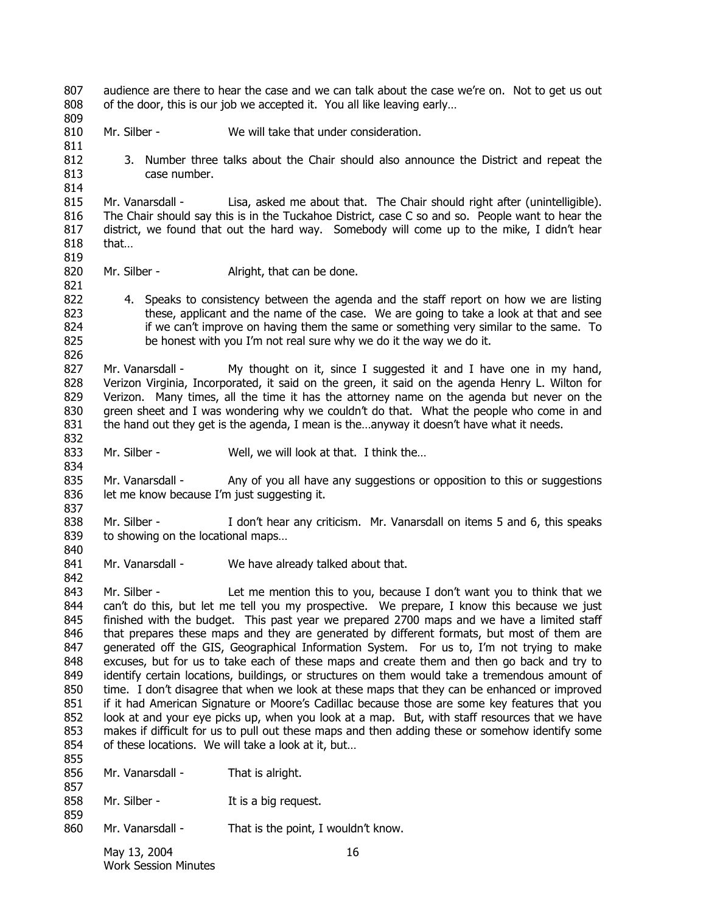audience are there to hear the case and we can talk about the case we're on. Not to get us out of the door, this is our job we accepted it. You all like leaving early…

Mr. Silber - We will take that under consideration.

3. Number three talks about the Chair should also announce the District and repeat the case number.

Mr. Vanarsdall - Lisa, asked me about that. The Chair should right after (unintelligible). The Chair should say this is in the Tuckahoe District, case C so and so. People want to hear the district, we found that out the hard way. Somebody will come up to the mike, I didn't hear that…

Mr. Silber - Alright, that can be done.

4. Speaks to consistency between the agenda and the staff report on how we are listing these, applicant and the name of the case. We are going to take a look at that and see if we can't improve on having them the same or something very similar to the same. To be honest with you I'm not real sure why we do it the way we do it.

Mr. Vanarsdall - My thought on it, since I suggested it and I have one in my hand, Verizon Virginia, Incorporated, it said on the green, it said on the agenda Henry L. Wilton for Verizon. Many times, all the time it has the attorney name on the agenda but never on the green sheet and I was wondering why we couldn't do that. What the people who come in and the hand out they get is the agenda, I mean is the…anyway it doesn't have what it needs.

Mr. Silber - Well, we will look at that. I think the…

Mr. Vanarsdall - Any of you all have any suggestions or opposition to this or suggestions let me know because I'm just suggesting it.

Mr. Silber - I don't hear any criticism. Mr. Vanarsdall on items 5 and 6, this speaks to showing on the locational maps…

Mr. Vanarsdall - We have already talked about that.

Mr. Silber - Let me mention this to you, because I don't want you to think that we can't do this, but let me tell you my prospective. We prepare, I know this because we just finished with the budget. This past year we prepared 2700 maps and we have a limited staff that prepares these maps and they are generated by different formats, but most of them are generated off the GIS, Geographical Information System. For us to, I'm not trying to make excuses, but for us to take each of these maps and create them and then go back and try to identify certain locations, buildings, or structures on them would take a tremendous amount of time. I don't disagree that when we look at these maps that they can be enhanced or improved if it had American Signature or Moore's Cadillac because those are some key features that you look at and your eye picks up, when you look at a map. But, with staff resources that we have makes if difficult for us to pull out these maps and then adding these or somehow identify some of these locations. We will take a look at it, but…

Mr. Vanarsdall - That is alright.

Mr. Silber - It is a big request.

Mr. Vanarsdall - That is the point, I wouldn't know.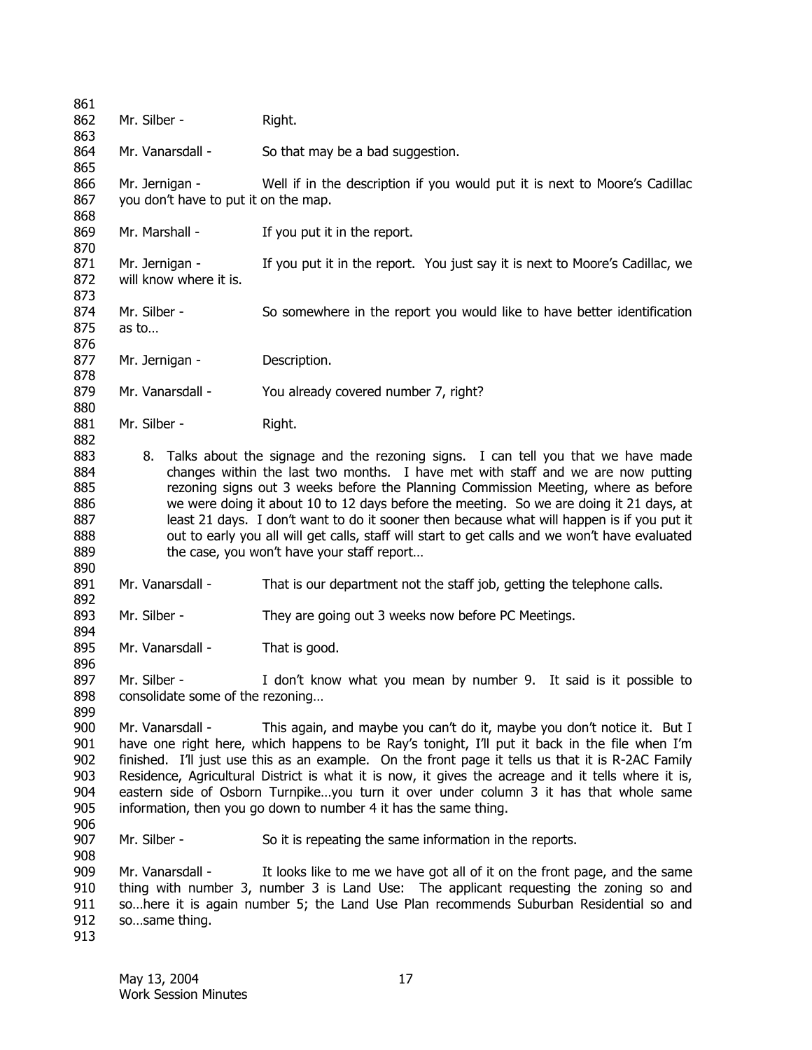Mr. Silber - Right.

Mr. Vanarsdall - So that may be a bad suggestion.

Mr. Jernigan - Well if in the description if you would put it is next to Moore's Cadillac you don't have to put it on the map.

Mr. Marshall - If you put it in the report.

Mr. Jernigan - If you put it in the report. You just say it is next to Moore's Cadillac, we will know where it is.

Mr. Silber - So somewhere in the report you would like to have better identification as to…

Mr. Jernigan - Description.

Mr. Vanarsdall - You already covered number 7, right?

Mr. Silber - Right.

8. Talks about the signage and the rezoning signs. I can tell you that we have made changes within the last two months. I have met with staff and we are now putting rezoning signs out 3 weeks before the Planning Commission Meeting, where as before we were doing it about 10 to 12 days before the meeting. So we are doing it 21 days, at least 21 days. I don't want to do it sooner then because what will happen is if you put it out to early you all will get calls, staff will start to get calls and we won't have evaluated the case, you won't have your staff report…

Mr. Vanarsdall - That is our department not the staff job, getting the telephone calls.

Mr. Silber - They are going out 3 weeks now before PC Meetings.

Mr. Vanarsdall - That is good.

Mr. Silber - I don't know what you mean by number 9. It said is it possible to consolidate some of the rezoning…

Mr. Vanarsdall - This again, and maybe you can't do it, maybe you don't notice it. But I have one right here, which happens to be Ray's tonight, I'll put it back in the file when I'm finished. I'll just use this as an example. On the front page it tells us that it is R-2AC Family Residence, Agricultural District is what it is now, it gives the acreage and it tells where it is, eastern side of Osborn Turnpike…you turn it over under column 3 it has that whole same information, then you go down to number 4 it has the same thing.

Mr. Silber - So it is repeating the same information in the reports.

Mr. Vanarsdall - It looks like to me we have got all of it on the front page, and the same thing with number 3, number 3 is Land Use: The applicant requesting the zoning so and so…here it is again number 5; the Land Use Plan recommends Suburban Residential so and so…same thing.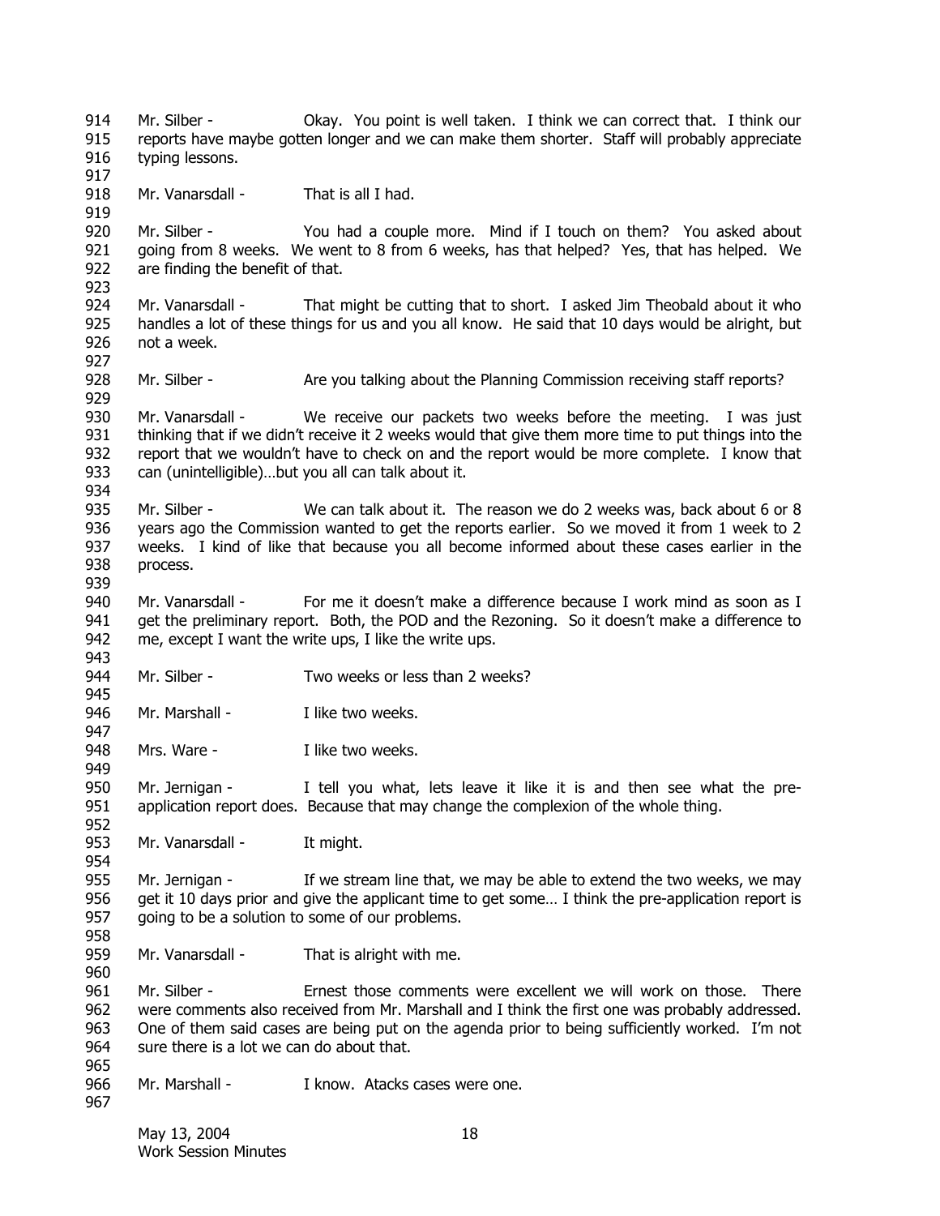Mr. Silber - Okay. You point is well taken. I think we can correct that. I think our reports have maybe gotten longer and we can make them shorter. Staff will probably appreciate typing lessons.

Mr. Vanarsdall - That is all I had.

Mr. Silber - You had a couple more. Mind if I touch on them? You asked about going from 8 weeks. We went to 8 from 6 weeks, has that helped? Yes, that has helped. We are finding the benefit of that.

Mr. Vanarsdall - That might be cutting that to short. I asked Jim Theobald about it who handles a lot of these things for us and you all know. He said that 10 days would be alright, but not a week.

Mr. Silber - Are you talking about the Planning Commission receiving staff reports?

Mr. Vanarsdall - We receive our packets two weeks before the meeting. I was just thinking that if we didn't receive it 2 weeks would that give them more time to put things into the report that we wouldn't have to check on and the report would be more complete. I know that can (unintelligible)…but you all can talk about it.

Mr. Silber - We can talk about it. The reason we do 2 weeks was, back about 6 or 8 years ago the Commission wanted to get the reports earlier. So we moved it from 1 week to 2 weeks. I kind of like that because you all become informed about these cases earlier in the process.

Mr. Vanarsdall - For me it doesn't make a difference because I work mind as soon as I get the preliminary report. Both, the POD and the Rezoning. So it doesn't make a difference to me, except I want the write ups, I like the write ups.

Mr. Silber - Two weeks or less than 2 weeks?

Mr. Marshall - I like two weeks.

Mrs. Ware - I like two weeks.

Mr. Jernigan - I tell you what, lets leave it like it is and then see what the pre-application report does. Because that may change the complexion of the whole thing.

Mr. Vanarsdall - It might.

Mr. Jernigan - If we stream line that, we may be able to extend the two weeks, we may get it 10 days prior and give the applicant time to get some… I think the pre-application report is going to be a solution to some of our problems.

Mr. Vanarsdall - That is alright with me.

Mr. Silber - Ernest those comments were excellent we will work on those. There were comments also received from Mr. Marshall and I think the first one was probably addressed. One of them said cases are being put on the agenda prior to being sufficiently worked. I'm not sure there is a lot we can do about that.

Mr. Marshall - I know. Atacks cases were one.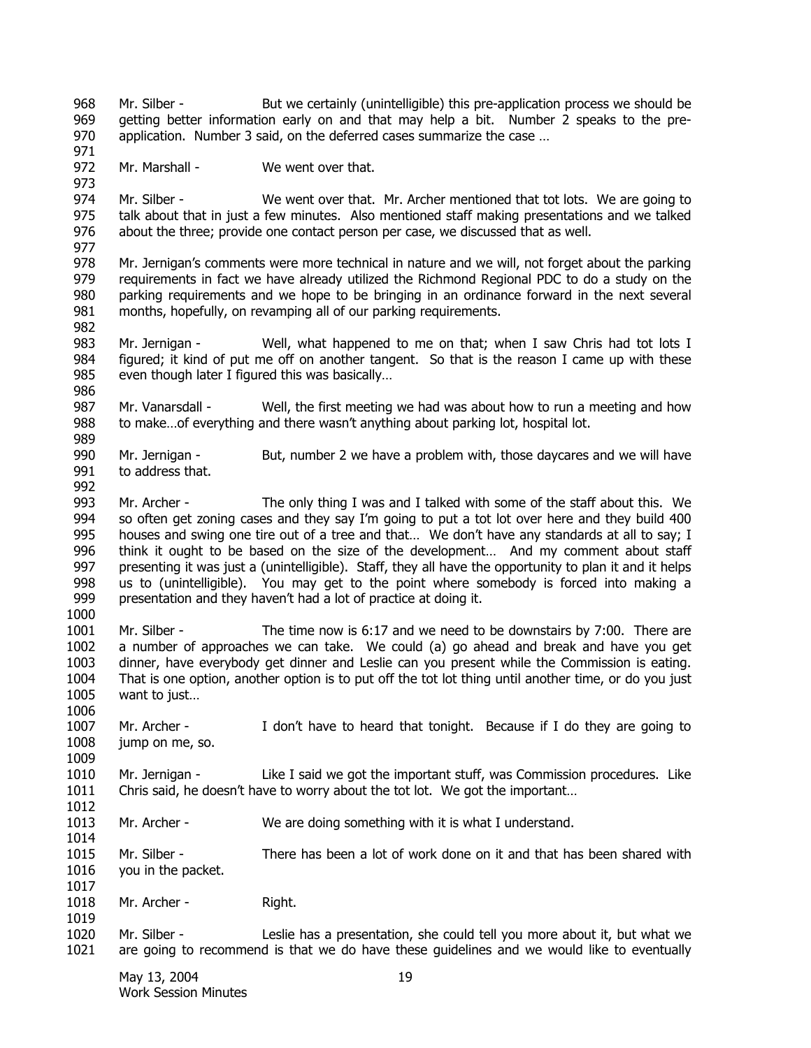Mr. Silber - But we certainly (unintelligible) this pre-application process we should be getting better information early on and that may help a bit. Number 2 speaks to the pre-application. Number 3 said, on the deferred cases summarize the case …

Mr. Marshall - We went over that.

Mr. Silber - We went over that. Mr. Archer mentioned that tot lots. We are going to talk about that in just a few minutes. Also mentioned staff making presentations and we talked about the three; provide one contact person per case, we discussed that as well.

Mr. Jernigan's comments were more technical in nature and we will, not forget about the parking requirements in fact we have already utilized the Richmond Regional PDC to do a study on the parking requirements and we hope to be bringing in an ordinance forward in the next several months, hopefully, on revamping all of our parking requirements.

Mr. Jernigan - Well, what happened to me on that; when I saw Chris had tot lots I figured; it kind of put me off on another tangent. So that is the reason I came up with these even though later I figured this was basically…

Mr. Vanarsdall - Well, the first meeting we had was about how to run a meeting and how to make…of everything and there wasn't anything about parking lot, hospital lot.

Mr. Jernigan - But, number 2 we have a problem with, those daycares and we will have to address that.

Mr. Archer - The only thing I was and I talked with some of the staff about this. We so often get zoning cases and they say I'm going to put a tot lot over here and they build 400 houses and swing one tire out of a tree and that… We don't have any standards at all to say; I think it ought to be based on the size of the development… And my comment about staff presenting it was just a (unintelligible). Staff, they all have the opportunity to plan it and it helps us to (unintelligible). You may get to the point where somebody is forced into making a presentation and they haven't had a lot of practice at doing it.

Mr. Silber - The time now is 6:17 and we need to be downstairs by 7:00. There are a number of approaches we can take. We could (a) go ahead and break and have you get dinner, have everybody get dinner and Leslie can you present while the Commission is eating. That is one option, another option is to put off the tot lot thing until another time, or do you just want to just…

Mr. Archer - I don't have to heard that tonight. Because if I do they are going to jump on me, so.

Mr. Jernigan - Like I said we got the important stuff, was Commission procedures. Like Chris said, he doesn't have to worry about the tot lot. We got the important…

Mr. Archer - We are doing something with it is what I understand.

Mr. Silber - There has been a lot of work done on it and that has been shared with you in the packet.

Mr. Archer - Right.

Mr. Silber - Leslie has a presentation, she could tell you more about it, but what we are going to recommend is that we do have these guidelines and we would like to eventually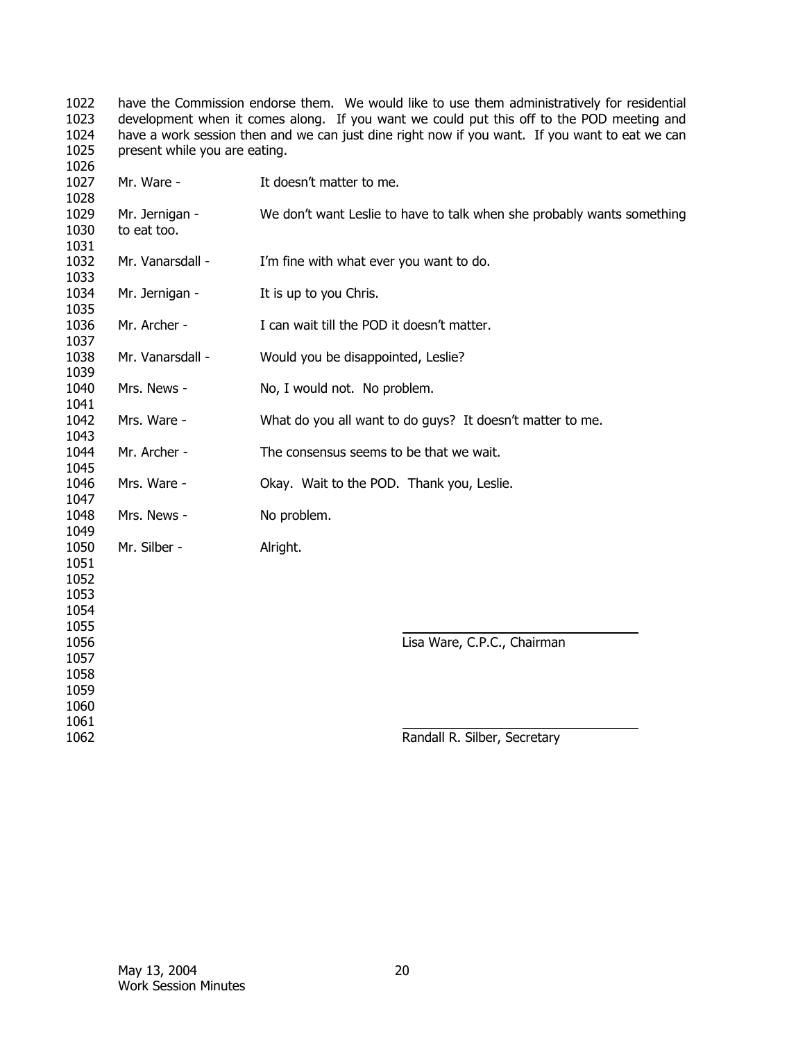have the Commission endorse them. We would like to use them administratively for residential development when it comes along. If you want we could put this off to the POD meeting and have a work session then and we can just dine right now if you want. If you want to eat we can present while you are eating.

Mr. Ware - It doesn't matter to me.

Mr. Jernigan - We don't want Leslie to have to talk when she probably wants something to eat too.

Mr. Vanarsdall - I'm fine with what ever you want to do.

Mr. Jernigan - It is up to you Chris.

Mr. Archer - I can wait till the POD it doesn't matter.

Mr. Vanarsdall - Would you be disappointed, Leslie?

Mrs. News - No, I would not. No problem.

Mrs. Ware - What do you all want to do guys? It doesn't matter to me.

Mr. Archer - The consensus seems to be that we wait.

Mrs. Ware - Okay. Wait to the POD. Thank you, Leslie.

Mrs. News - No problem.

Mr. Silber - Alright.

\_\_\_\_\_\_\_\_\_\_\_\_\_\_\_\_\_\_\_\_\_\_\_\_\_\_\_\_\_\_\_\_

Lisa Ware, C.P.C., Chairman

\_\_\_\_\_\_\_\_\_\_\_\_\_\_\_\_\_\_\_\_\_\_\_\_\_\_\_\_\_\_\_\_

Randall R. Silber, Secretary